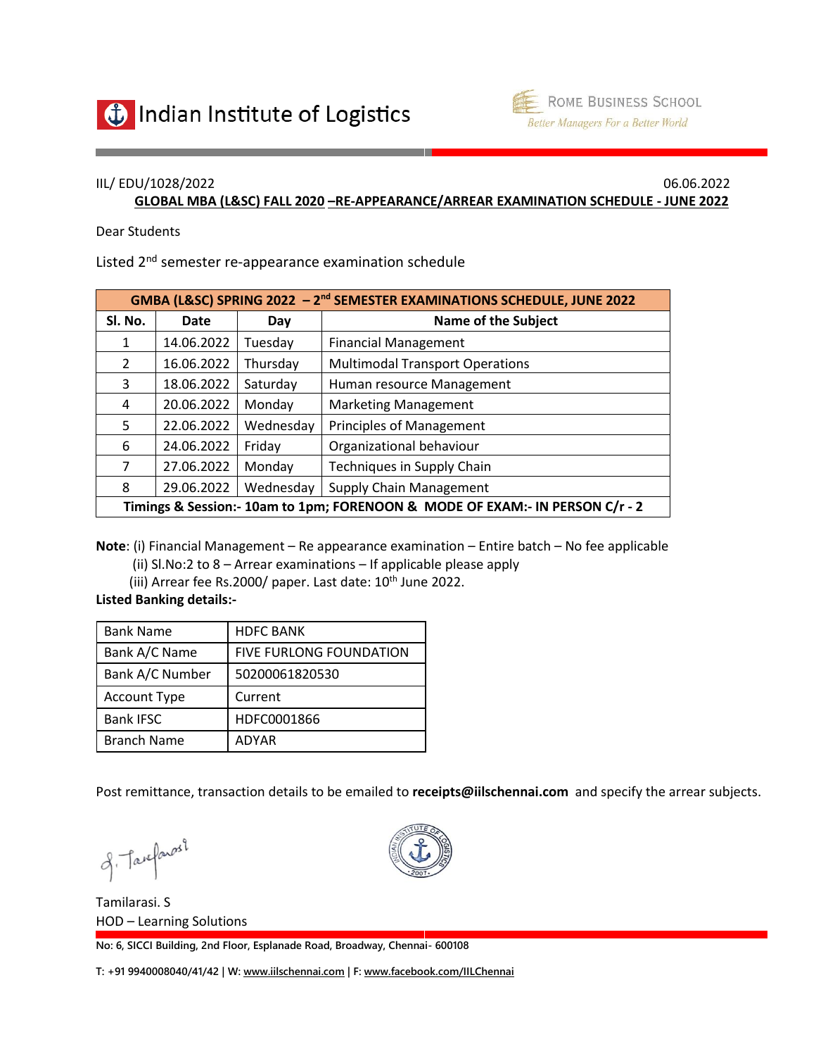Indian Institute of Logistics

ROME BUSINESS SCHOOL
Better Managers For a Better World

IIL/ EDU/1028/2022 06.06.2022

**GLOBAL MBA (L&SC) FALL 2020 –RE-APPEARANCE/ARREAR EXAMINATION SCHEDULE - JUNE 2022**

Dear Students

Listed 2nd semester re-appearance examination schedule

| GMBA (L&SC) SPRING 2022 – 2nd SEMESTER EXAMINATIONS SCHEDULE, JUNE 2022 | | | |
|---|---|---|---|
| **Sl. No.** | **Date** | **Day** | **Name of the Subject** |
| 1 | 14.06.2022 | Tuesday | Financial Management |
| 2 | 16.06.2022 | Thursday | Multimodal Transport Operations |
| 3 | 18.06.2022 | Saturday | Human resource Management |
| 4 | 20.06.2022 | Monday | Marketing Management |
| 5 | 22.06.2022 | Wednesday | Principles of Management |
| 6 | 24.06.2022 | Friday | Organizational behaviour |
| 7 | 27.06.2022 | Monday | Techniques in Supply Chain |
| 8 | 29.06.2022 | Wednesday | Supply Chain Management |
| **Timings & Session:- 10am to 1pm; FORENOON & MODE OF EXAM:- IN PERSON C/r - 2** | | | |

**Note**: (i) Financial Management – Re appearance examination – Entire batch – No fee applicable
(ii) Sl.No:2 to 8 – Arrear examinations – If applicable please apply
(iii) Arrear fee Rs.2000/ paper. Last date: 10th June 2022.

**Listed Banking details:-**

| Bank Name | HDFC BANK |
|---|---|
| Bank A/C Name | FIVE FURLONG FOUNDATION |
| Bank A/C Number | 50200061820530 |
| Account Type | Current |
| Bank IFSC | HDFC0001866 |
| Branch Name | ADYAR |

Post remittance, transaction details to be emailed to **receipts@iilschennai.com** and specify the arrear subjects.

Tamilarasi. S
HOD – Learning Solutions

No: 6, SICCI Building, 2nd Floor, Esplanade Road, Broadway, Chennai- 600108

T: +91 9940008040/41/42 | W: www.iilschennai.com | F: www.facebook.com/IILChennai